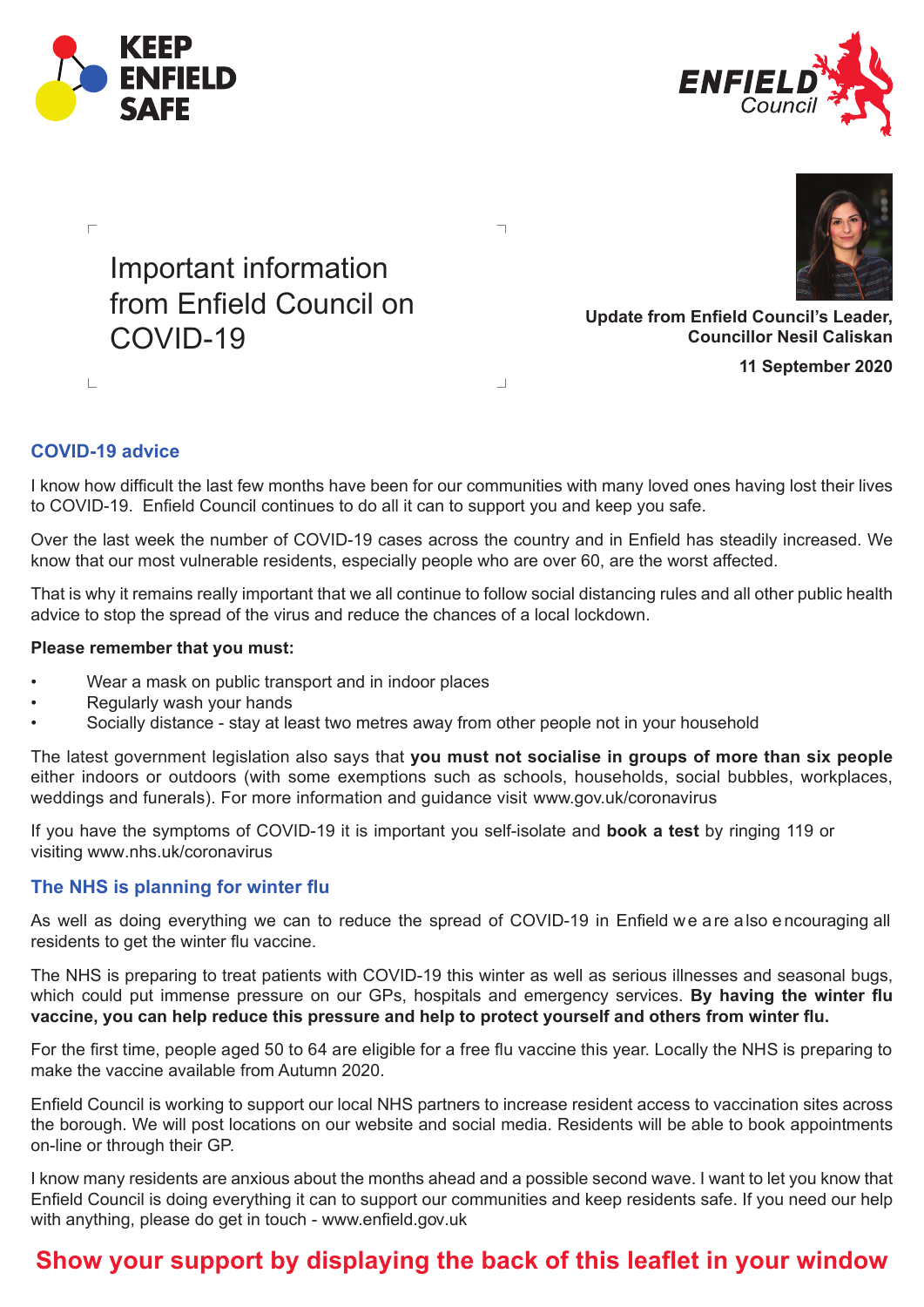KEEP ENFIELD SAFE

ENFIELD Council

# Important information from Enfield Council on COVID-19

**Update from Enfield Council's Leader, Councillor Nesil Caliskan**

**11 September 2020**

## COVID-19 advice

I know how difficult the last few months have been for our communities with many loved ones having lost their lives to COVID-19. Enfield Council continues to do all it can to support you and keep you safe.

Over the last week the number of COVID-19 cases across the country and in Enfield has steadily increased. We know that our most vulnerable residents, especially people who are over 60, are the worst affected.

That is why it remains really important that we all continue to follow social distancing rules and all other public health advice to stop the spread of the virus and reduce the chances of a local lockdown.

**Please remember that you must:**

- Wear a mask on public transport and in indoor places
- Regularly wash your hands
- Socially distance - stay at least two metres away from other people not in your household

The latest government legislation also says that **you must not socialise in groups of more than six people** either indoors or outdoors (with some exemptions such as schools, households, social bubbles, workplaces, weddings and funerals). For more information and guidance visit www.gov.uk/coronavirus

If you have the symptoms of COVID-19 it is important you self-isolate and **book a test** by ringing 119 or visiting www.nhs.uk/coronavirus

## The NHS is planning for winter flu

As well as doing everything we can to reduce the spread of COVID-19 in Enfield we are also encouraging all residents to get the winter flu vaccine.

The NHS is preparing to treat patients with COVID-19 this winter as well as serious illnesses and seasonal bugs, which could put immense pressure on our GPs, hospitals and emergency services. **By having the winter flu vaccine, you can help reduce this pressure and help to protect yourself and others from winter flu.**

For the first time, people aged 50 to 64 are eligible for a free flu vaccine this year. Locally the NHS is preparing to make the vaccine available from Autumn 2020.

Enfield Council is working to support our local NHS partners to increase resident access to vaccination sites across the borough. We will post locations on our website and social media. Residents will be able to book appointments on-line or through their GP.

I know many residents are anxious about the months ahead and a possible second wave. I want to let you know that Enfield Council is doing everything it can to support our communities and keep residents safe. If you need our help with anything, please do get in touch - www.enfield.gov.uk

**Show your support by displaying the back of this leaflet in your window**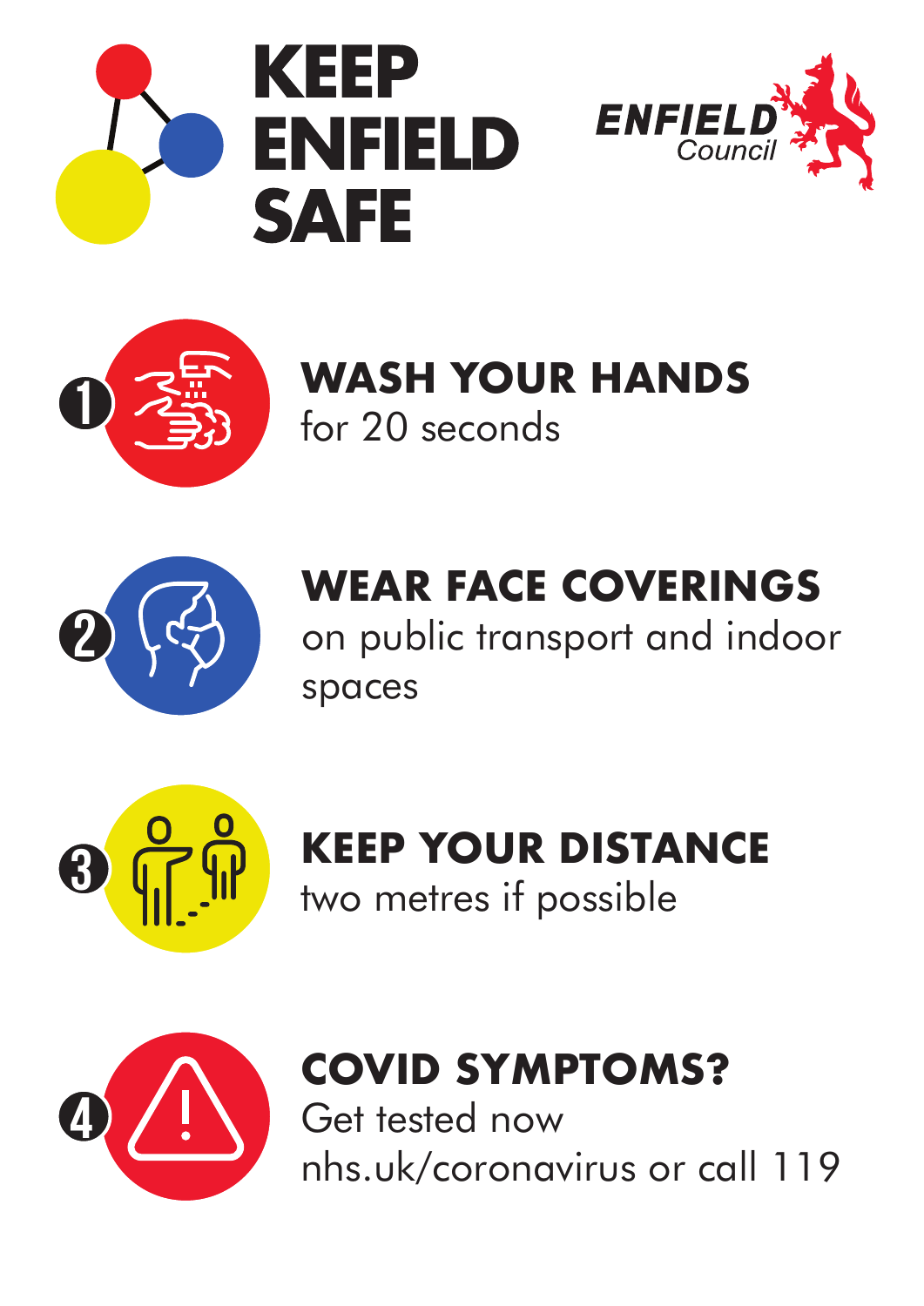# KEEP ENFIELD SAFE

ENFIELD Council

1. **WASH YOUR HANDS**
   for 20 seconds

2. **WEAR FACE COVERINGS**
   on public transport and indoor spaces

3. **KEEP YOUR DISTANCE**
   two metres if possible

4. **COVID SYMPTOMS?**
   Get tested now
   nhs.uk/coronavirus or call 119